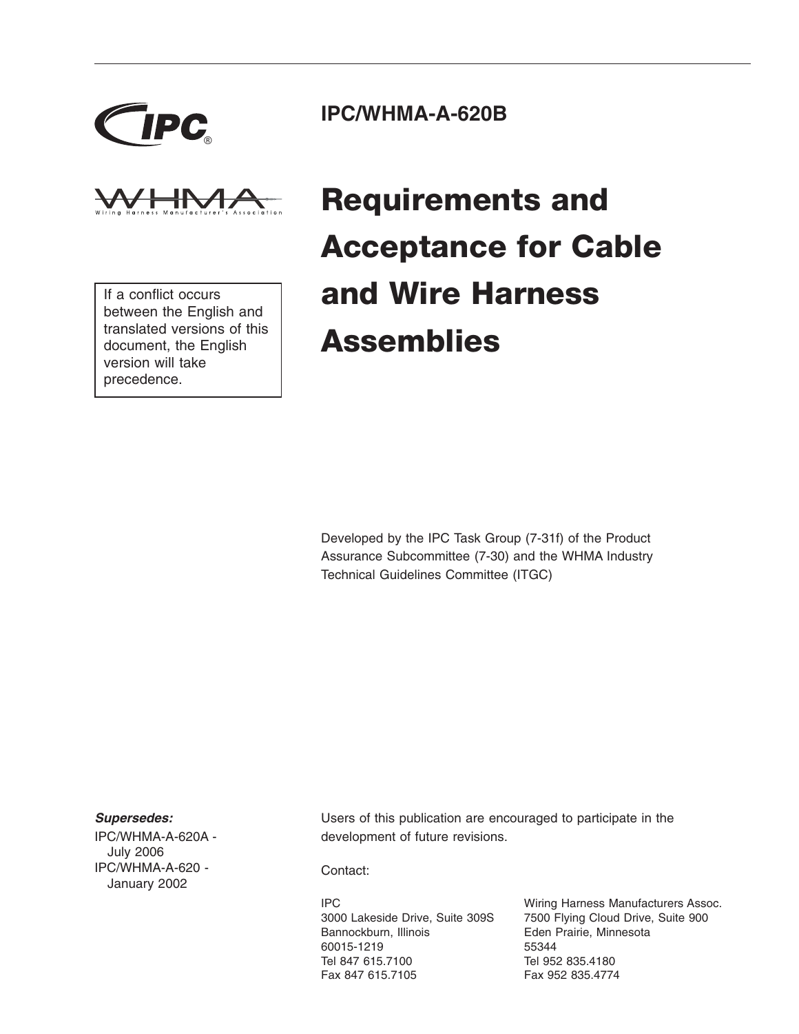# IPC/WHMA-A-620B

# Requirements and Acceptance for Cable and Wire Harness Assemblies

If a conflict occurs between the English and translated versions of this document, the English version will take precedence.

Developed by the IPC Task Group (7-31f) of the Product Assurance Subcommittee (7-30) and the WHMA Industry Technical Guidelines Committee (ITGC)

***Supersedes:***

IPC/WHMA-A-620A - July 2006

IPC/WHMA-A-620 - January 2002

Users of this publication are encouraged to participate in the development of future revisions.

Contact:

IPC
3000 Lakeside Drive, Suite 309S
Bannockburn, Illinois
60015-1219
Tel 847 615.7100
Fax 847 615.7105

Wiring Harness Manufacturers Assoc.
7500 Flying Cloud Drive, Suite 900
Eden Prairie, Minnesota
55344
Tel 952 835.4180
Fax 952 835.4774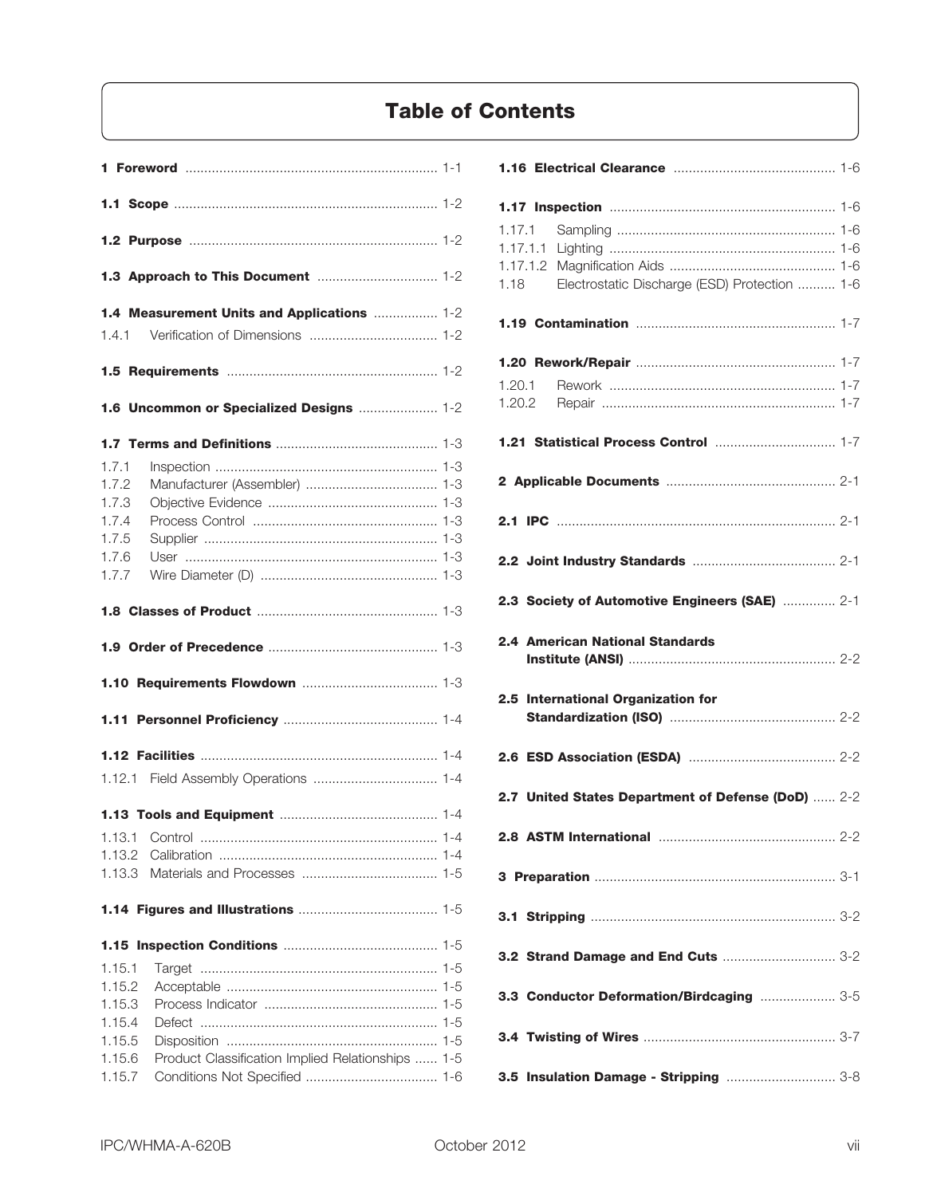# Table of Contents

**1 Foreword** .................................................................. 1-1

**1.1 Scope** .................................................................. 1-2

**1.2 Purpose** .................................................................. 1-2

**1.3 Approach to This Document** ................................ 1-2

**1.4 Measurement Units and Applications** ................. 1-2

1.4.1 Verification of Dimensions .................................. 1-2

**1.5 Requirements** ........................................................ 1-2

**1.6 Uncommon or Specialized Designs** ..................... 1-2

**1.7 Terms and Definitions** ........................................... 1-3

1.7.1 Inspection ........................................................... 1-3
1.7.2 Manufacturer (Assembler) ................................... 1-3
1.7.3 Objective Evidence ............................................. 1-3
1.7.4 Process Control ................................................. 1-3
1.7.5 Supplier .............................................................. 1-3
1.7.6 User ................................................................... 1-3
1.7.7 Wire Diameter (D) ............................................... 1-3

**1.8 Classes of Product** ................................................ 1-3

**1.9 Order of Precedence** ............................................. 1-3

**1.10 Requirements Flowdown** .................................... 1-3

**1.11 Personnel Proficiency** ......................................... 1-4

**1.12 Facilities** .............................................................. 1-4

1.12.1 Field Assembly Operations ................................. 1-4

**1.13 Tools and Equipment** .......................................... 1-4

1.13.1 Control ............................................................... 1-4
1.13.2 Calibration .......................................................... 1-4
1.13.3 Materials and Processes .................................... 1-5

**1.14 Figures and Illustrations** ..................................... 1-5

**1.15 Inspection Conditions** ......................................... 1-5

1.15.1 Target ............................................................... 1-5
1.15.2 Acceptable ........................................................ 1-5
1.15.3 Process Indicator .............................................. 1-5
1.15.4 Defect ............................................................... 1-5
1.15.5 Disposition ........................................................ 1-5
1.15.6 Product Classification Implied Relationships ...... 1-5
1.15.7 Conditions Not Specified ................................... 1-6

**1.16 Electrical Clearance** ........................................... 1-6

**1.17 Inspection** ............................................................ 1-6

1.17.1 Sampling .......................................................... 1-6
1.17.1.1 Lighting ............................................................ 1-6
1.17.1.2 Magnification Aids ............................................ 1-6
1.18 Electrostatic Discharge (ESD) Protection .......... 1-6

**1.19 Contamination** ..................................................... 1-7

**1.20 Rework/Repair** ..................................................... 1-7

1.20.1 Rework ............................................................ 1-7
1.20.2 Repair .............................................................. 1-7

**1.21 Statistical Process Control** ................................ 1-7

**2 Applicable Documents** ............................................. 2-1

**2.1 IPC** ......................................................................... 2-1

**2.2 Joint Industry Standards** ...................................... 2-1

**2.3 Society of Automotive Engineers (SAE)** .............. 2-1

**2.4 American National Standards Institute (ANSI)** ...................................................... 2-2

**2.5 International Organization for Standardization (ISO)** ............................................ 2-2

**2.6 ESD Association (ESDA)** ....................................... 2-2

**2.7 United States Department of Defense (DoD)** ...... 2-2

**2.8 ASTM International** ............................................... 2-2

**3 Preparation** ................................................................ 3-1

**3.1 Stripping** ................................................................. 3-2

**3.2 Strand Damage and End Cuts** .............................. 3-2

**3.3 Conductor Deformation/Birdcaging** .................... 3-5

**3.4 Twisting of Wires** ................................................... 3-7

**3.5 Insulation Damage - Stripping** ............................. 3-8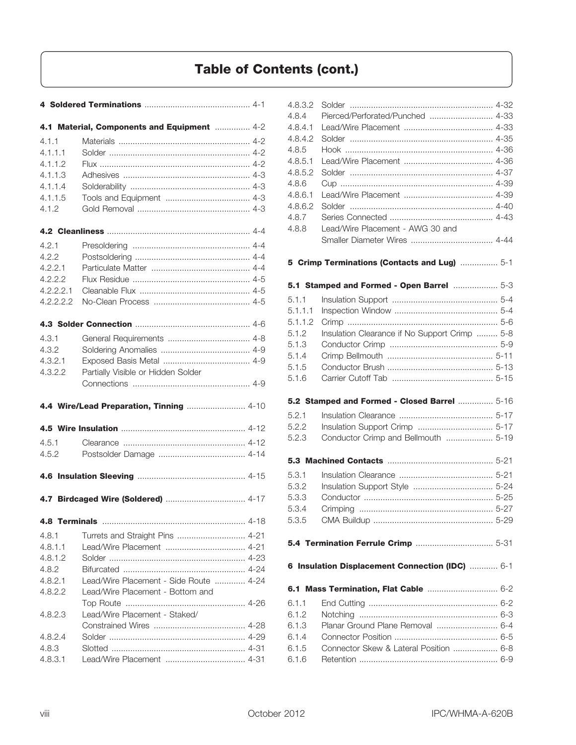# Table of Contents (cont.)

**4 Soldered Terminations** ............................................ 4-1

**4.1 Material, Components and Equipment** ............... 4-2

4.1.1 Materials ........................................................ 4-2
4.1.1.1 Solder ........................................................... 4-2
4.1.1.2 Flux ................................................................ 4-2
4.1.1.3 Adhesives ...................................................... 4-3
4.1.1.4 Solderability ................................................... 4-3
4.1.1.5 Tools and Equipment .................................... 4-3
4.1.2 Gold Removal ................................................ 4-3

**4.2 Cleanliness** ............................................................ 4-4

4.2.1 Presoldering .................................................. 4-4
4.2.2 Postsoldering ................................................. 4-4
4.2.2.1 Particulate Matter .......................................... 4-4
4.2.2.2 Flux Residue .................................................. 4-5
4.2.2.2.1 Cleanable Flux ............................................... 4-5
4.2.2.2.2 No-Clean Process .......................................... 4-5

**4.3 Solder Connection** ................................................ 4-6

4.3.1 General Requirements ................................... 4-8
4.3.2 Soldering Anomalies ...................................... 4-9
4.3.2.1 Exposed Basis Metal ..................................... 4-9
4.3.2.2 Partially Visible or Hidden Solder Connections .................................................. 4-9

**4.4 Wire/Lead Preparation, Tinning** ......................... 4-10

**4.5 Wire Insulation** .................................................... 4-12

4.5.1 Clearance ...................................................... 4-12
4.5.2 Postsolder Damage ....................................... 4-14

**4.6 Insulation Sleeving** .............................................. 4-15

**4.7 Birdcaged Wire (Soldered)** .................................. 4-17

**4.8 Terminals** ............................................................. 4-18

4.8.1 Turrets and Straight Pins .............................. 4-21
4.8.1.1 Lead/Wire Placement .................................. 4-21
4.8.1.2 Solder .......................................................... 4-23
4.8.2 Bifurcated .................................................... 4-24
4.8.2.1 Lead/Wire Placement - Side Route ............. 4-24
4.8.2.2 Lead/Wire Placement - Bottom and Top Route ................................................... 4-26
4.8.2.3 Lead/Wire Placement - Staked/ Constrained Wires ....................................... 4-28
4.8.2.4 Solder .......................................................... 4-29
4.8.3 Slotted ......................................................... 4-31
4.8.3.1 Lead/Wire Placement .................................. 4-31
4.8.3.2 Solder ............................................................ 4-32
4.8.4 Pierced/Perforated/Punched ........................... 4-33
4.8.4.1 Lead/Wire Placement ...................................... 4-33
4.8.4.2 Solder ............................................................ 4-35
4.8.5 Hook .............................................................. 4-36
4.8.5.1 Lead/Wire Placement ...................................... 4-36
4.8.5.2 Solder ............................................................ 4-37
4.8.6 Cup ................................................................ 4-39
4.8.6.1 Lead/Wire Placement ...................................... 4-39
4.8.6.2 Solder ............................................................ 4-40
4.8.7 Series Connected ........................................... 4-43
4.8.8 Lead/Wire Placement - AWG 30 and Smaller Diameter Wires ................................... 4-44

**5 Crimp Terminations (Contacts and Lug)** ................ 5-1

**5.1 Stamped and Formed - Open Barrel** ................... 5-3

5.1.1 Insulation Support ............................................ 5-4
5.1.1.1 Inspection Window ............................................ 5-4
5.1.1.2 Crimp ............................................................... 5-6
5.1.2 Insulation Clearance if No Support Crimp ......... 5-8
5.1.3 Conductor Crimp .............................................. 5-9
5.1.4 Crimp Bellmouth ............................................ 5-11
5.1.5 Conductor Brush ............................................. 5-13
5.1.6 Carrier Cutoff Tab ........................................... 5-15

**5.2 Stamped and Formed - Closed Barrel** ............... 5-16

5.2.1 Insulation Clearance ........................................ 5-17
5.2.2 Insulation Support Crimp ................................ 5-17
5.2.3 Conductor Crimp and Bellmouth .................... 5-19

**5.3 Machined Contacts** ............................................ 5-21

5.3.1 Insulation Clearance ........................................ 5-21
5.3.2 Insulation Support Style .................................. 5-24
5.3.3 Conductor ....................................................... 5-25
5.3.4 Crimping ......................................................... 5-27
5.3.5 CMA Buildup ................................................... 5-29

**5.4 Termination Ferrule Crimp** ................................ 5-31

**6 Insulation Displacement Connection (IDC)** ............ 6-1

**6.1 Mass Termination, Flat Cable** .............................. 6-2

6.1.1 End Cutting ....................................................... 6-2
6.1.2 Notching ........................................................... 6-3
6.1.3 Planar Ground Plane Removal .......................... 6-4
6.1.4 Connector Position ............................................ 6-5
6.1.5 Connector Skew & Lateral Position ................... 6-8
6.1.6 Retention .......................................................... 6-9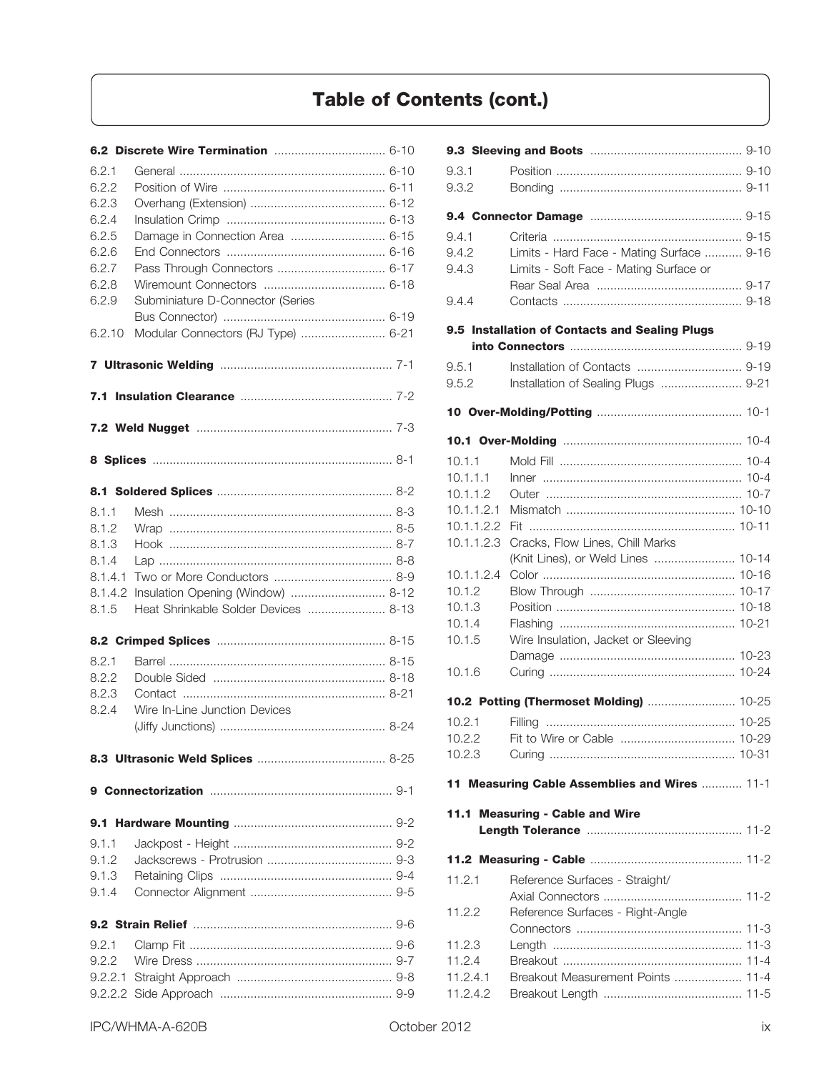## Table of Contents (cont.)

**6.2 Discrete Wire Termination** ................................ 6-10

- 6.2.1 General ................................ 6-10
- 6.2.2 Position of Wire ................................ 6-11
- 6.2.3 Overhang (Extension) ................................ 6-12
- 6.2.4 Insulation Crimp ................................ 6-13
- 6.2.5 Damage in Connection Area ................................ 6-15
- 6.2.6 End Connectors ................................ 6-16
- 6.2.7 Pass Through Connectors ................................ 6-17
- 6.2.8 Wiremount Connectors ................................ 6-18
- 6.2.9 Subminiature D-Connector (Series Bus Connector) ................................ 6-19
- 6.2.10 Modular Connectors (RJ Type) ................................ 6-21

**7 Ultrasonic Welding** ................................ 7-1

**7.1 Insulation Clearance** ................................ 7-2

**7.2 Weld Nugget** ................................ 7-3

**8 Splices** ................................ 8-1

**8.1 Soldered Splices** ................................ 8-2

- 8.1.1 Mesh ................................ 8-3
- 8.1.2 Wrap ................................ 8-5
- 8.1.3 Hook ................................ 8-7
- 8.1.4 Lap ................................ 8-8
- 8.1.4.1 Two or More Conductors ................................ 8-9
- 8.1.4.2 Insulation Opening (Window) ................................ 8-12
- 8.1.5 Heat Shrinkable Solder Devices ................................ 8-13

**8.2 Crimped Splices** ................................ 8-15

- 8.2.1 Barrel ................................ 8-15
- 8.2.2 Double Sided ................................ 8-18
- 8.2.3 Contact ................................ 8-21
- 8.2.4 Wire In-Line Junction Devices (Jiffy Junctions) ................................ 8-24

**8.3 Ultrasonic Weld Splices** ................................ 8-25

**9 Connectorization** ................................ 9-1

**9.1 Hardware Mounting** ................................ 9-2

- 9.1.1 Jackpost - Height ................................ 9-2
- 9.1.2 Jackscrews - Protrusion ................................ 9-3
- 9.1.3 Retaining Clips ................................ 9-4
- 9.1.4 Connector Alignment ................................ 9-5

**9.2 Strain Relief** ................................ 9-6

- 9.2.1 Clamp Fit ................................ 9-6
- 9.2.2 Wire Dress ................................ 9-7
- 9.2.2.1 Straight Approach ................................ 9-8
- 9.2.2.2 Side Approach ................................ 9-9

**9.3 Sleeving and Boots** ................................ 9-10

- 9.3.1 Position ................................ 9-10
- 9.3.2 Bonding ................................ 9-11

**9.4 Connector Damage** ................................ 9-15

- 9.4.1 Criteria ................................ 9-15
- 9.4.2 Limits - Hard Face - Mating Surface ................................ 9-16
- 9.4.3 Limits - Soft Face - Mating Surface or Rear Seal Area ................................ 9-17
- 9.4.4 Contacts ................................ 9-18

**9.5 Installation of Contacts and Sealing Plugs into Connectors** ................................ 9-19

- 9.5.1 Installation of Contacts ................................ 9-19
- 9.5.2 Installation of Sealing Plugs ................................ 9-21

**10 Over-Molding/Potting** ................................ 10-1

**10.1 Over-Molding** ................................ 10-4

- 10.1.1 Mold Fill ................................ 10-4
- 10.1.1.1 Inner ................................ 10-4
- 10.1.1.2 Outer ................................ 10-7
- 10.1.1.2.1 Mismatch ................................ 10-10
- 10.1.1.2.2 Fit ................................ 10-11
- 10.1.1.2.3 Cracks, Flow Lines, Chill Marks (Knit Lines), or Weld Lines ................................ 10-14
- 10.1.1.2.4 Color ................................ 10-16
- 10.1.2 Blow Through ................................ 10-17
- 10.1.3 Position ................................ 10-18
- 10.1.4 Flashing ................................ 10-21
- 10.1.5 Wire Insulation, Jacket or Sleeving Damage ................................ 10-23
- 10.1.6 Curing ................................ 10-24

**10.2 Potting (Thermoset Molding)** ................................ 10-25

- 10.2.1 Filling ................................ 10-25
- 10.2.2 Fit to Wire or Cable ................................ 10-29
- 10.2.3 Curing ................................ 10-31

**11 Measuring Cable Assemblies and Wires** ................................ 11-1

**11.1 Measuring - Cable and Wire Length Tolerance** ................................ 11-2

**11.2 Measuring - Cable** ................................ 11-2

- 11.2.1 Reference Surfaces - Straight/Axial Connectors ................................ 11-2
- 11.2.2 Reference Surfaces - Right-Angle Connectors ................................ 11-3
- 11.2.3 Length ................................ 11-3
- 11.2.4 Breakout ................................ 11-4
- 11.2.4.1 Breakout Measurement Points ................................ 11-4
- 11.2.4.2 Breakout Length ................................ 11-5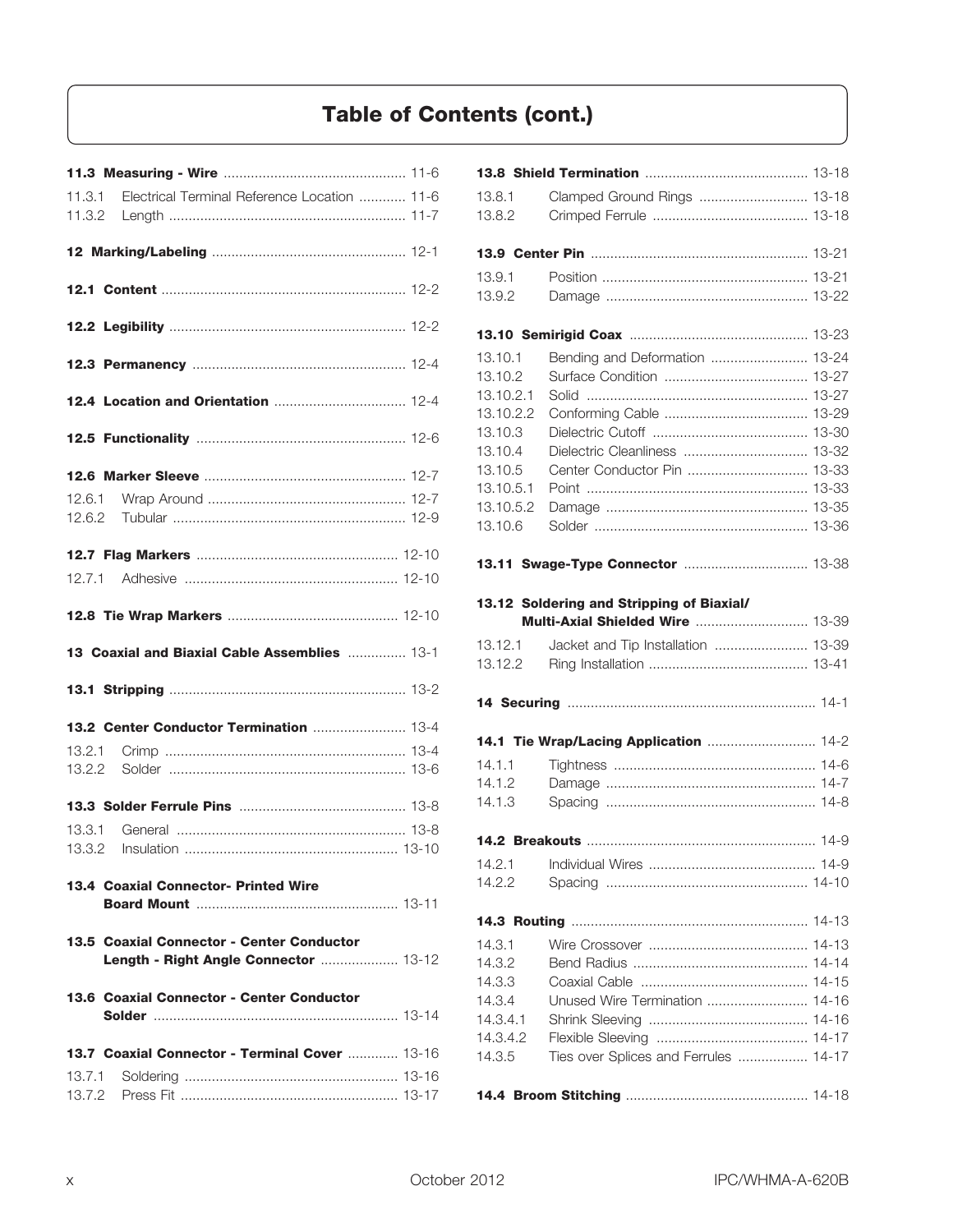## Table of Contents (cont.)

**11.3 Measuring - Wire** .............................................. 11-6

11.3.1 Electrical Terminal Reference Location ............ 11-6
11.3.2 Length ............................................................ 11-7

**12 Marking/Labeling** ................................................. 12-1

**12.1 Content** .............................................................. 12-2

**12.2 Legibility** ............................................................ 12-2

**12.3 Permanency** ...................................................... 12-4

**12.4 Location and Orientation** .................................. 12-4

**12.5 Functionality** ..................................................... 12-6

**12.6 Marker Sleeve** ................................................... 12-7

12.6.1 Wrap Around .................................................. 12-7
12.6.2 Tubular ........................................................... 12-9

**12.7 Flag Markers** .................................................... 12-10

12.7.1 Adhesive ...................................................... 12-10

**12.8 Tie Wrap Markers** ........................................... 12-10

**13 Coaxial and Biaxial Cable Assemblies** ............... 13-1

**13.1 Stripping** ............................................................ 13-2

**13.2 Center Conductor Termination** ........................ 13-4

13.2.1 Crimp ............................................................. 13-4
13.2.2 Solder ............................................................ 13-6

**13.3 Solder Ferrule Pins** .......................................... 13-8

13.3.1 General .......................................................... 13-8
13.3.2 Insulation ...................................................... 13-10

**13.4 Coaxial Connector- Printed Wire Board Mount** ................................................... 13-11

**13.5 Coaxial Connector - Center Conductor Length - Right Angle Connector** .................... 13-12

**13.6 Coaxial Connector - Center Conductor Solder** .............................................................. 13-14

**13.7 Coaxial Connector - Terminal Cover** ............. 13-16

13.7.1 Soldering ...................................................... 13-16
13.7.2 Press Fit ....................................................... 13-17

**13.8 Shield Termination** .......................................... 13-18

13.8.1 Clamped Ground Rings ............................ 13-18
13.8.2 Crimped Ferrule ........................................ 13-18

**13.9 Center Pin** ....................................................... 13-21

13.9.1 Position ..................................................... 13-21
13.9.2 Damage .................................................... 13-22

**13.10 Semirigid Coax** ............................................. 13-23

13.10.1 Bending and Deformation ......................... 13-24
13.10.2 Surface Condition ..................................... 13-27
13.10.2.1 Solid ......................................................... 13-27
13.10.2.2 Conforming Cable ..................................... 13-29
13.10.3 Dielectric Cutoff ........................................ 13-30
13.10.4 Dielectric Cleanliness ................................ 13-32
13.10.5 Center Conductor Pin ............................... 13-33
13.10.5.1 Point ......................................................... 13-33
13.10.5.2 Damage .................................................... 13-35
13.10.6 Solder ....................................................... 13-36

**13.11 Swage-Type Connector** ................................ 13-38

**13.12 Soldering and Stripping of Biaxial/ Multi-Axial Shielded Wire** ............................. 13-39

13.12.1 Jacket and Tip Installation ........................ 13-39
13.12.2 Ring Installation ......................................... 13-41

**14 Securing** ............................................................... 14-1

**14.1 Tie Wrap/Lacing Application** ............................ 14-2

14.1.1 Tightness .................................................... 14-6
14.1.2 Damage ...................................................... 14-7
14.1.3 Spacing ...................................................... 14-8

**14.2 Breakouts** .......................................................... 14-9

14.2.1 Individual Wires ........................................... 14-9
14.2.2 Spacing .................................................... 14-10

**14.3 Routing** ............................................................ 14-13

14.3.1 Wire Crossover ......................................... 14-13
14.3.2 Bend Radius ............................................. 14-14
14.3.3 Coaxial Cable ........................................... 14-15
14.3.4 Unused Wire Termination .......................... 14-16
14.3.4.1 Shrink Sleeving ......................................... 14-16
14.3.4.2 Flexible Sleeving ....................................... 14-17
14.3.5 Ties over Splices and Ferrules .................. 14-17

**14.4 Broom Stitching** .............................................. 14-18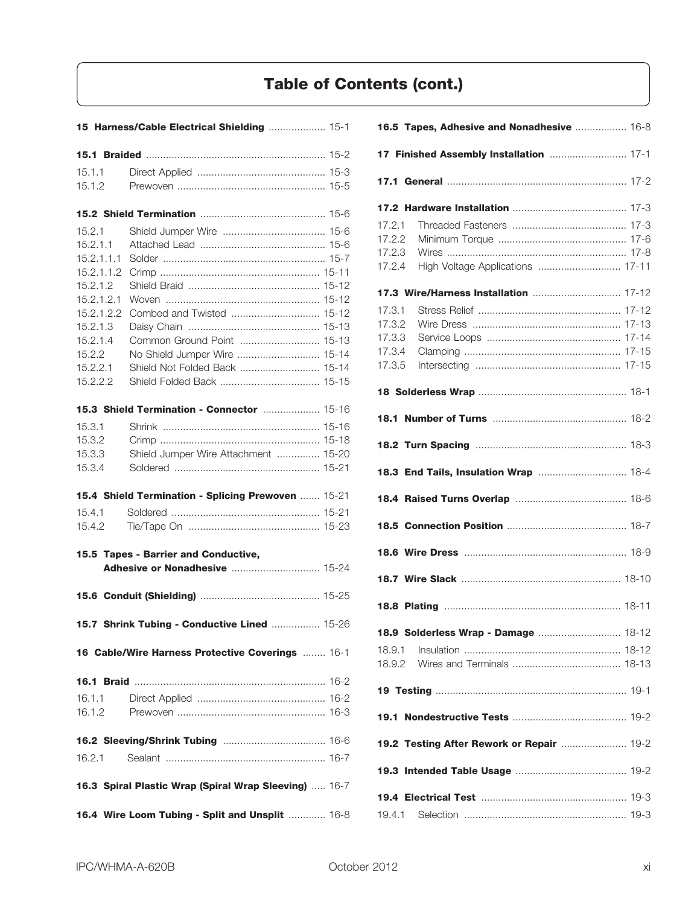## Table of Contents (cont.)

**15 Harness/Cable Electrical Shielding** .................... 15-1

**15.1 Braided** .................................................. 15-2

15.1.1 Direct Applied .................................... 15-3
15.1.2 Prewoven .......................................... 15-5

**15.2 Shield Termination** ................................... 15-6

15.2.1 Shield Jumper Wire .............................. 15-6
15.2.1.1 Attached Lead ................................... 15-6
15.2.1.1.1 Solder ........................................... 15-7
15.2.1.1.2 Crimp ........................................... 15-11
15.2.1.2 Shield Braid .................................... 15-12
15.2.1.2.1 Woven ......................................... 15-12
15.2.1.2.2 Combed and Twisted ....................... 15-12
15.2.1.3 Daisy Chain .................................... 15-13
15.2.1.4 Common Ground Point ....................... 15-13
15.2.2 No Shield Jumper Wire ......................... 15-14
15.2.2.1 Shield Not Folded Back ..................... 15-14
15.2.2.2 Shield Folded Back ........................... 15-15

**15.3 Shield Termination - Connector** ................. 15-16

15.3.1 Shrink ............................................... 15-16
15.3.2 Crimp ................................................ 15-18
15.3.3 Shield Jumper Wire Attachment ............. 15-20
15.3.4 Soldered ............................................ 15-21

**15.4 Shield Termination - Splicing Prewoven** ....... 15-21

15.4.1 Soldered ............................................ 15-21
15.4.2 Tie/Tape On ....................................... 15-23

**15.5 Tapes - Barrier and Conductive, Adhesive or Nonadhesive** ............................... 15-24

**15.6 Conduit (Shielding)** .................................. 15-25

**15.7 Shrink Tubing - Conductive Lined** ................ 15-26

**16 Cable/Wire Harness Protective Coverings** ........ 16-1

**16.1 Braid** ..................................................... 16-2

16.1.1 Direct Applied ..................................... 16-2
16.1.2 Prewoven ........................................... 16-3

**16.2 Sleeving/Shrink Tubing** .............................. 16-6

16.2.1 Sealant ............................................... 16-7

**16.3 Spiral Plastic Wrap (Spiral Wrap Sleeving)** ..... 16-7

**16.4 Wire Loom Tubing - Split and Unsplit** ............ 16-8

**16.5 Tapes, Adhesive and Nonadhesive** .................. 16-8

**17 Finished Assembly Installation** ........................ 17-1

**17.1 General** ..................................................... 17-2

**17.2 Hardware Installation** .................................. 17-3

17.2.1 Threaded Fasteners ................................ 17-3
17.2.2 Minimum Torque ................................... 17-6
17.2.3 Wires ................................................... 17-8
17.2.4 High Voltage Applications ...................... 17-11

**17.3 Wire/Harness Installation** .............................. 17-12

17.3.1 Stress Relief ......................................... 17-12
17.3.2 Wire Dress ........................................... 17-13
17.3.3 Service Loops ....................................... 17-14
17.3.4 Clamping ............................................. 17-15
17.3.5 Intersecting .......................................... 17-15

**18 Solderless Wrap** ............................................ 18-1

**18.1 Number of Turns** ......................................... 18-2

**18.2 Turn Spacing** ............................................... 18-3

**18.3 End Tails, Insulation Wrap** ........................... 18-4

**18.4 Raised Turns Overlap** .................................... 18-6

**18.5 Connection Position** ...................................... 18-7

**18.6 Wire Dress** .................................................. 18-9

**18.7 Wire Slack** .................................................. 18-10

**18.8 Plating** ........................................................ 18-11

**18.9 Solderless Wrap - Damage** ............................. 18-12

18.9.1 Insulation ............................................ 18-12
18.9.2 Wires and Terminals .............................. 18-13

**19 Testing** ......................................................... 19-1

**19.1 Nondestructive Tests** ..................................... 19-2

**19.2 Testing After Rework or Repair** ....................... 19-2

**19.3 Intended Table Usage** .................................... 19-2

**19.4 Electrical Test** .............................................. 19-3

19.4.1 Selection ............................................... 19-3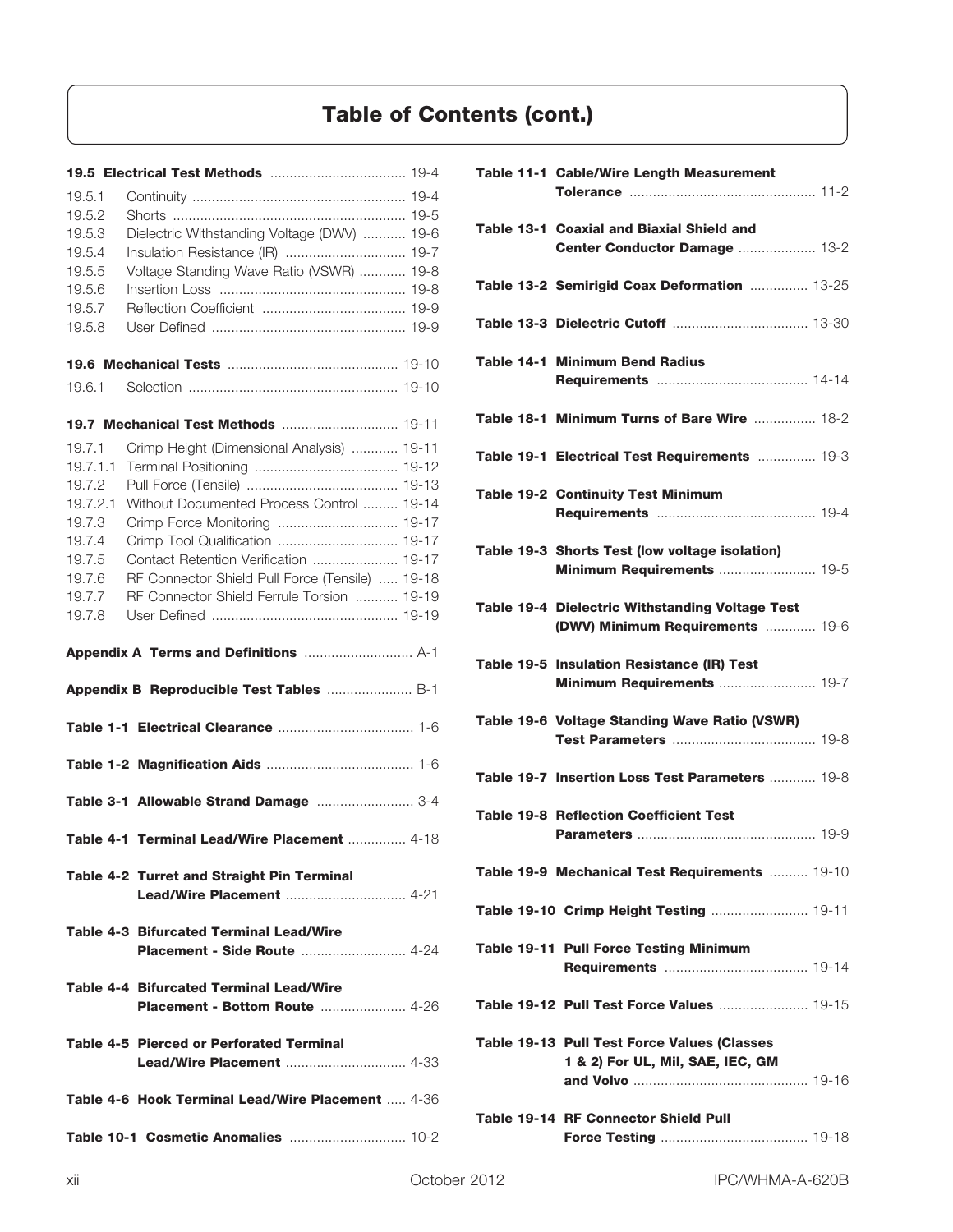# Table of Contents (cont.)

**19.5 Electrical Test Methods** .................................. 19-4

- 19.5.1 Continuity ....................................................... 19-4
- 19.5.2 Shorts ............................................................ 19-5
- 19.5.3 Dielectric Withstanding Voltage (DWV) ........... 19-6
- 19.5.4 Insulation Resistance (IR) ............................... 19-7
- 19.5.5 Voltage Standing Wave Ratio (VSWR) ............ 19-8
- 19.5.6 Insertion Loss ................................................ 19-8
- 19.5.7 Reflection Coefficient ..................................... 19-9
- 19.5.8 User Defined .................................................. 19-9

**19.6 Mechanical Tests** ............................................ 19-10

- 19.6.1 Selection ...................................................... 19-10

**19.7 Mechanical Test Methods** .............................. 19-11

- 19.7.1 Crimp Height (Dimensional Analysis) ............ 19-11
- 19.7.1.1 Terminal Positioning ..................................... 19-12
- 19.7.2 Pull Force (Tensile) ....................................... 19-13
- 19.7.2.1 Without Documented Process Control ......... 19-14
- 19.7.3 Crimp Force Monitoring ............................... 19-17
- 19.7.4 Crimp Tool Qualification ............................... 19-17
- 19.7.5 Contact Retention Verification ...................... 19-17
- 19.7.6 RF Connector Shield Pull Force (Tensile) ..... 19-18
- 19.7.7 RF Connector Shield Ferrule Torsion ........... 19-19
- 19.7.8 User Defined ................................................ 19-19

**Appendix A Terms and Definitions** ............................ A-1

**Appendix B Reproducible Test Tables** ...................... B-1

**Table 1-1 Electrical Clearance** .................................. 1-6

**Table 1-2 Magnification Aids** ..................................... 1-6

**Table 3-1 Allowable Strand Damage** ......................... 3-4

**Table 4-1 Terminal Lead/Wire Placement** ............... 4-18

**Table 4-2 Turret and Straight Pin Terminal Lead/Wire Placement** ............................... 4-21

**Table 4-3 Bifurcated Terminal Lead/Wire Placement - Side Route** ........................... 4-24

**Table 4-4 Bifurcated Terminal Lead/Wire Placement - Bottom Route** ...................... 4-26

**Table 4-5 Pierced or Perforated Terminal Lead/Wire Placement** ............................... 4-33

**Table 4-6 Hook Terminal Lead/Wire Placement** ..... 4-36

**Table 10-1 Cosmetic Anomalies** .............................. 10-2

**Table 11-1 Cable/Wire Length Measurement Tolerance** ................................................ 11-2

**Table 13-1 Coaxial and Biaxial Shield and Center Conductor Damage** .................... 13-2

**Table 13-2 Semirigid Coax Deformation** ............... 13-25

**Table 13-3 Dielectric Cutoff** .................................. 13-30

**Table 14-1 Minimum Bend Radius Requirements** ....................................... 14-14

**Table 18-1 Minimum Turns of Bare Wire** ................ 18-2

**Table 19-1 Electrical Test Requirements** ............... 19-3

**Table 19-2 Continuity Test Minimum Requirements** ......................................... 19-4

**Table 19-3 Shorts Test (low voltage isolation) Minimum Requirements** ......................... 19-5

**Table 19-4 Dielectric Withstanding Voltage Test (DWV) Minimum Requirements** ............. 19-6

**Table 19-5 Insulation Resistance (IR) Test Minimum Requirements** ......................... 19-7

**Table 19-6 Voltage Standing Wave Ratio (VSWR) Test Parameters** ..................................... 19-8

**Table 19-7 Insertion Loss Test Parameters** ............ 19-8

**Table 19-8 Reflection Coefficient Test Parameters** .............................................. 19-9

**Table 19-9 Mechanical Test Requirements** .......... 19-10

**Table 19-10 Crimp Height Testing** ......................... 19-11

**Table 19-11 Pull Force Testing Minimum Requirements** ..................................... 19-14

**Table 19-12 Pull Test Force Values** ....................... 19-15

**Table 19-13 Pull Test Force Values (Classes 1 & 2) For UL, Mil, SAE, IEC, GM and Volvo** ............................................ 19-16

**Table 19-14 RF Connector Shield Pull Force Testing** ...................................... 19-18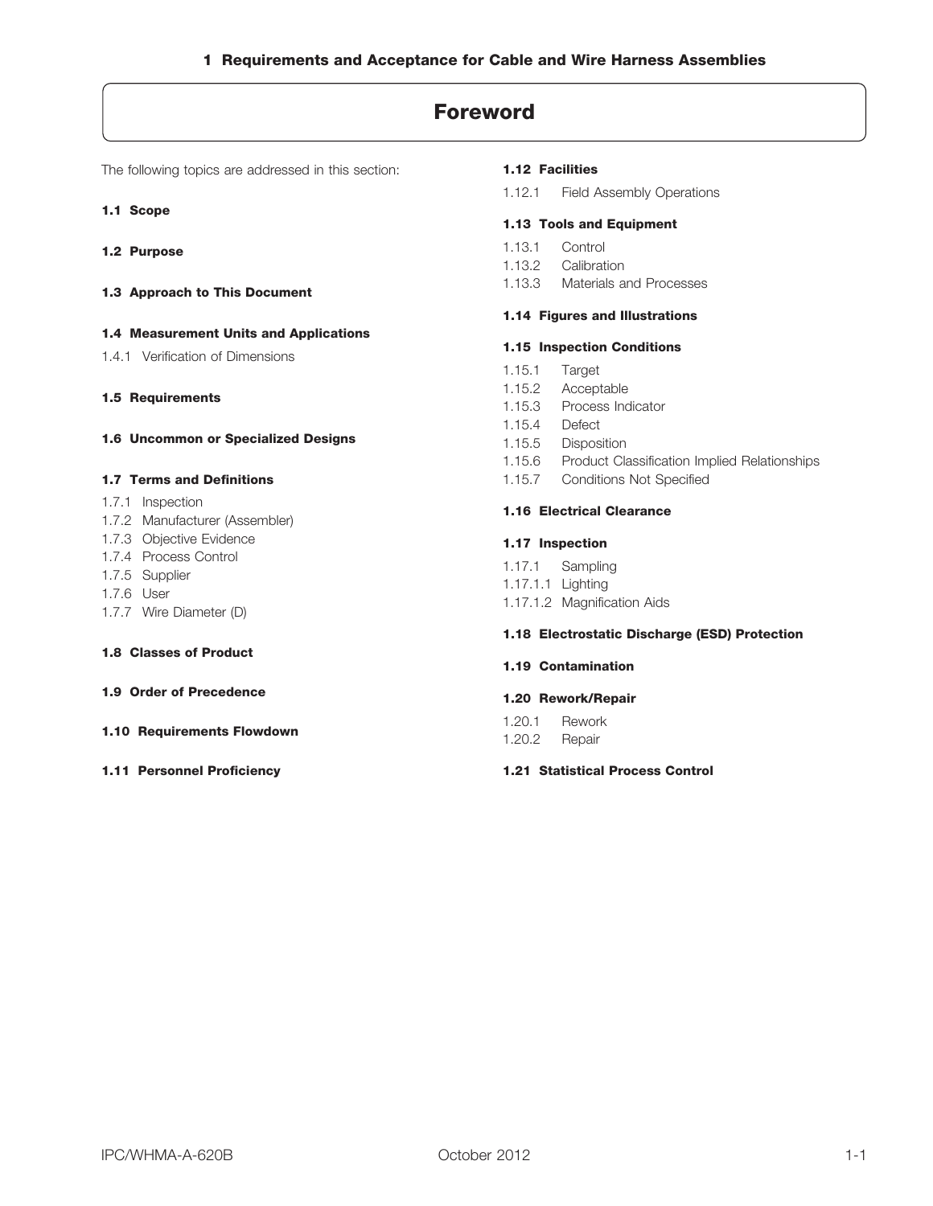## 1 Requirements and Acceptance for Cable and Wire Harness Assemblies

# Foreword

The following topics are addressed in this section:

**1.1 Scope**

**1.2 Purpose**

**1.3 Approach to This Document**

**1.4 Measurement Units and Applications**

1.4.1 Verification of Dimensions

**1.5 Requirements**

**1.6 Uncommon or Specialized Designs**

**1.7 Terms and Definitions**

1.7.1 Inspection
1.7.2 Manufacturer (Assembler)
1.7.3 Objective Evidence
1.7.4 Process Control
1.7.5 Supplier
1.7.6 User
1.7.7 Wire Diameter (D)

**1.8 Classes of Product**

**1.9 Order of Precedence**

**1.10 Requirements Flowdown**

**1.11 Personnel Proficiency**

**1.12 Facilities**

1.12.1 Field Assembly Operations

**1.13 Tools and Equipment**

1.13.1 Control
1.13.2 Calibration
1.13.3 Materials and Processes

**1.14 Figures and Illustrations**

**1.15 Inspection Conditions**

1.15.1 Target
1.15.2 Acceptable
1.15.3 Process Indicator
1.15.4 Defect
1.15.5 Disposition
1.15.6 Product Classification Implied Relationships
1.15.7 Conditions Not Specified

**1.16 Electrical Clearance**

**1.17 Inspection**

1.17.1 Sampling
1.17.1.1 Lighting
1.17.1.2 Magnification Aids

**1.18 Electrostatic Discharge (ESD) Protection**

**1.19 Contamination**

**1.20 Rework/Repair**

1.20.1 Rework
1.20.2 Repair

**1.21 Statistical Process Control**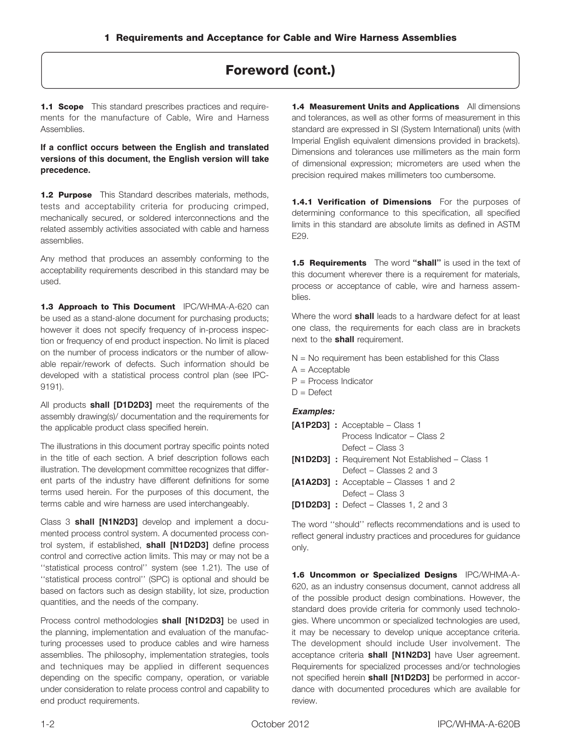## Foreword (cont.)

**1.1 Scope** This standard prescribes practices and requirements for the manufacture of Cable, Wire and Harness Assemblies.

**If a conflict occurs between the English and translated versions of this document, the English version will take precedence.**

**1.2 Purpose** This Standard describes materials, methods, tests and acceptability criteria for producing crimped, mechanically secured, or soldered interconnections and the related assembly activities associated with cable and harness assemblies.

Any method that produces an assembly conforming to the acceptability requirements described in this standard may be used.

**1.3 Approach to This Document** IPC/WHMA-A-620 can be used as a stand-alone document for purchasing products; however it does not specify frequency of in-process inspection or frequency of end product inspection. No limit is placed on the number of process indicators or the number of allowable repair/rework of defects. Such information should be developed with a statistical process control plan (see IPC-9191).

All products **shall [D1D2D3]** meet the requirements of the assembly drawing(s)/ documentation and the requirements for the applicable product class specified herein.

The illustrations in this document portray specific points noted in the title of each section. A brief description follows each illustration. The development committee recognizes that different parts of the industry have different definitions for some terms used herein. For the purposes of this document, the terms cable and wire harness are used interchangeably.

Class 3 **shall [N1N2D3]** develop and implement a documented process control system. A documented process control system, if established, **shall [N1D2D3]** define process control and corrective action limits. This may or may not be a ''statistical process control'' system (see 1.21). The use of ''statistical process control'' (SPC) is optional and should be based on factors such as design stability, lot size, production quantities, and the needs of the company.

Process control methodologies **shall [N1D2D3]** be used in the planning, implementation and evaluation of the manufacturing processes used to produce cables and wire harness assemblies. The philosophy, implementation strategies, tools and techniques may be applied in different sequences depending on the specific company, operation, or variable under consideration to relate process control and capability to end product requirements.

**1.4 Measurement Units and Applications** All dimensions and tolerances, as well as other forms of measurement in this standard are expressed in SI (System International) units (with Imperial English equivalent dimensions provided in brackets). Dimensions and tolerances use millimeters as the main form of dimensional expression; micrometers are used when the precision required makes millimeters too cumbersome.

**1.4.1 Verification of Dimensions** For the purposes of determining conformance to this specification, all specified limits in this standard are absolute limits as defined in ASTM E29.

**1.5 Requirements** The word **''shall''** is used in the text of this document wherever there is a requirement for materials, process or acceptance of cable, wire and harness assemblies.

Where the word **shall** leads to a hardware defect for at least one class, the requirements for each class are in brackets next to the **shall** requirement.

N = No requirement has been established for this Class
A = Acceptable
P = Process Indicator
D = Defect

***Examples:***

**[A1P2D3]** : Acceptable – Class 1
Process Indicator – Class 2
Defect – Class 3

**[N1D2D3]** : Requirement Not Established – Class 1
Defect – Classes 2 and 3

**[A1A2D3]** : Acceptable – Classes 1 and 2
Defect – Class 3

**[D1D2D3]** : Defect – Classes 1, 2 and 3

The word ''should'' reflects recommendations and is used to reflect general industry practices and procedures for guidance only.

**1.6 Uncommon or Specialized Designs** IPC/WHMA-A-620, as an industry consensus document, cannot address all of the possible product design combinations. However, the standard does provide criteria for commonly used technologies. Where uncommon or specialized technologies are used, it may be necessary to develop unique acceptance criteria. The development should include User involvement. The acceptance criteria **shall [N1N2D3]** have User agreement. Requirements for specialized processes and/or technologies not specified herein **shall [N1D2D3]** be performed in accordance with documented procedures which are available for review.